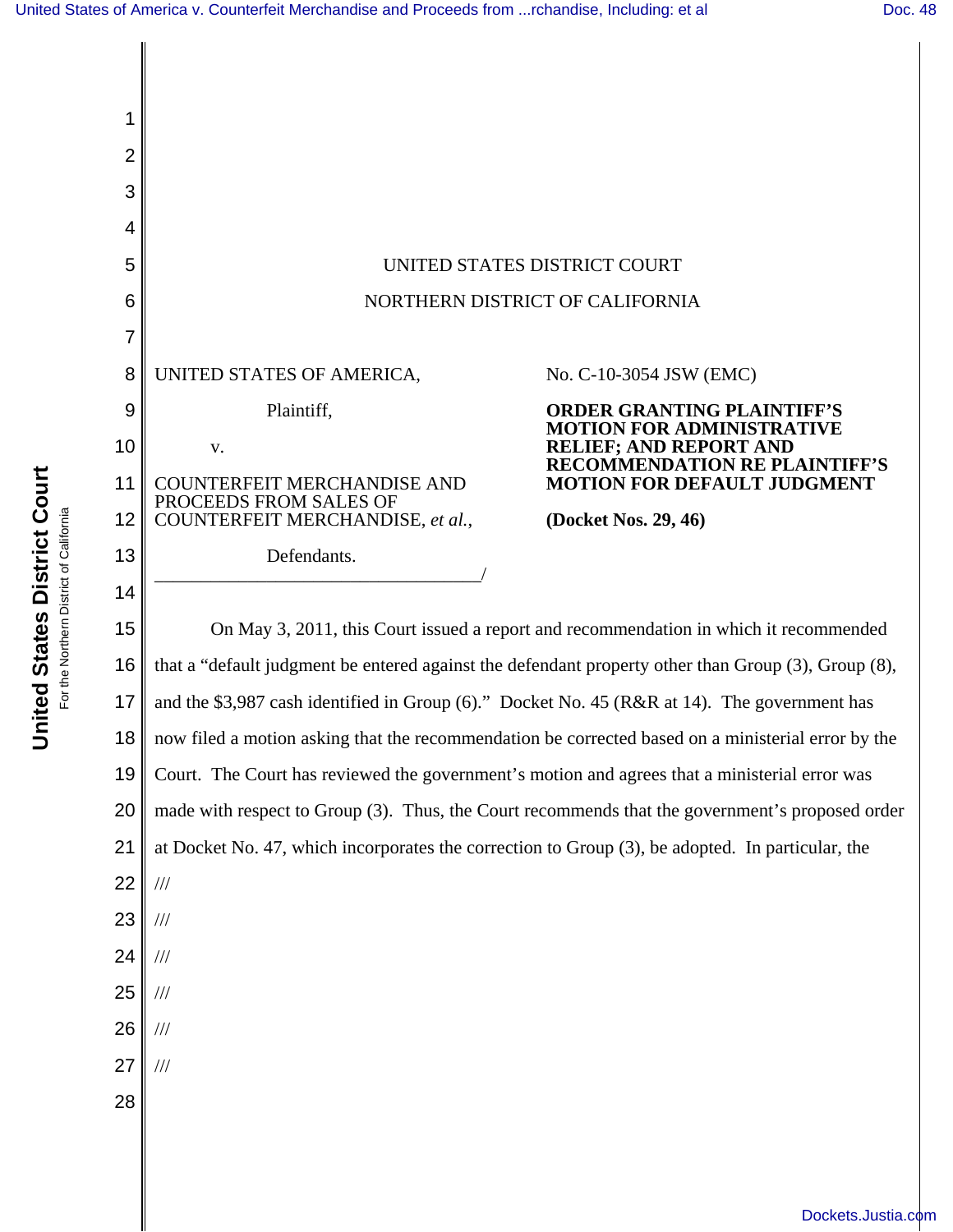UNITED STATES DISTRICT COURT

NORTHERN DISTRICT OF CALIFORNIA

UNITED STATES OF AMERICA,

Plaintiff,

v.

COUNTERFEIT MERCHANDISE AND PROCEEDS FROM SALES OF COUNTERFEIT MERCHANDISE, *et al.*,

Defendants.

No. C-10-3054 JSW (EMC)

**ORDER GRANTING PLAINTIFF'S MOTION FOR ADMINISTRATIVE RELIEF; AND REPORT AND RECOMMENDATION RE PLAINTIFF'S MOTION FOR DEFAULT JUDGMENT**

**(Docket Nos. 29, 46)**

On May 3, 2011, this Court issued a report and recommendation in which it recommended that a "default judgment be entered against the defendant property other than Group (3), Group (8), and the $3,987 cash identified in Group (6)." Docket No. 45 (R&R at 14). The government has now filed a motion asking that the recommendation be corrected based on a ministerial error by the Court. The Court has reviewed the government's motion and agrees that a ministerial error was made with respect to Group (3). Thus, the Court recommends that the government's proposed order at Docket No. 47, which incorporates the correction to Group (3), be adopted. In particular, the

///

///

///

///

///

///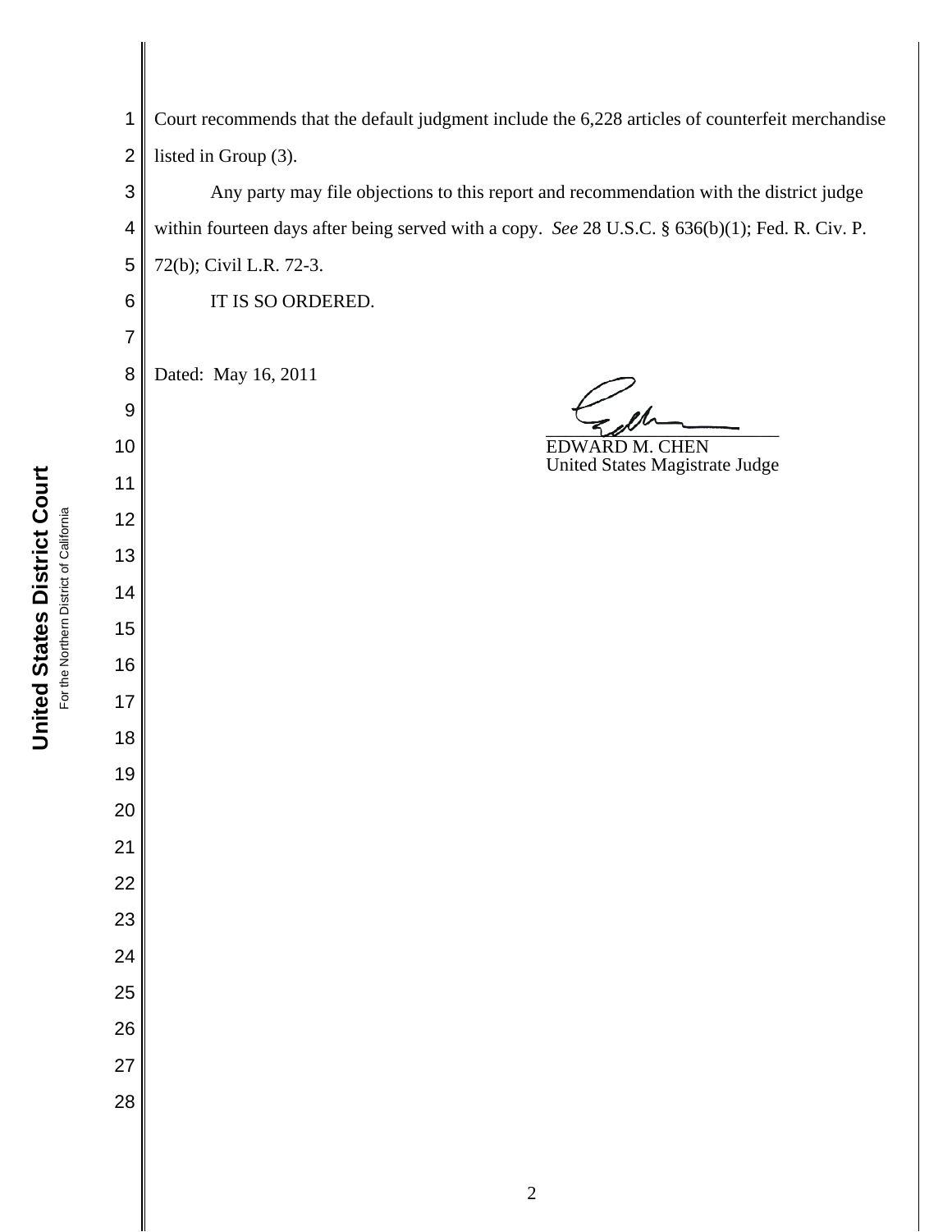Court recommends that the default judgment include the 6,228 articles of counterfeit merchandise listed in Group (3).

Any party may file objections to this report and recommendation with the district judge within fourteen days after being served with a copy. *See* 28 U.S.C. § 636(b)(1); Fed. R. Civ. P. 72(b); Civil L.R. 72-3.

IT IS SO ORDERED.

Dated: May 16, 2011

EDWARD M. CHEN
United States Magistrate Judge